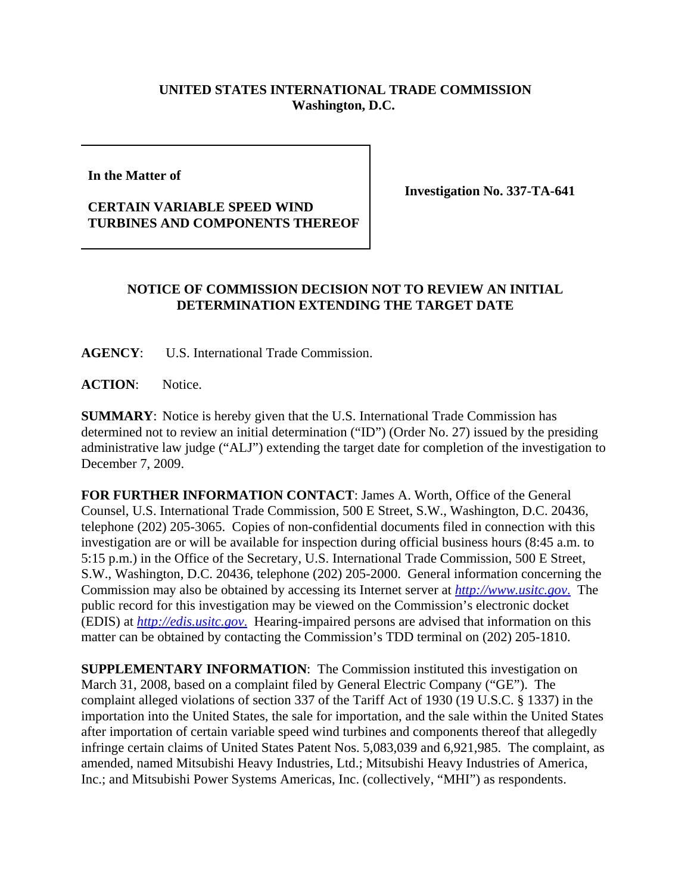**UNITED STATES INTERNATIONAL TRADE COMMISSION**
**Washington, D.C.**

| | |
|---|---|
| **In the Matter of**<br><br>**CERTAIN VARIABLE SPEED WIND TURBINES AND COMPONENTS THEREOF** | **Investigation No. 337-TA-641** |

## NOTICE OF COMMISSION DECISION NOT TO REVIEW AN INITIAL DETERMINATION EXTENDING THE TARGET DATE

**AGENCY**: U.S. International Trade Commission.

**ACTION**: Notice.

**SUMMARY**: Notice is hereby given that the U.S. International Trade Commission has determined not to review an initial determination ("ID") (Order No. 27) issued by the presiding administrative law judge ("ALJ") extending the target date for completion of the investigation to December 7, 2009.

**FOR FURTHER INFORMATION CONTACT**: James A. Worth, Office of the General Counsel, U.S. International Trade Commission, 500 E Street, S.W., Washington, D.C. 20436, telephone (202) 205-3065. Copies of non-confidential documents filed in connection with this investigation are or will be available for inspection during official business hours (8:45 a.m. to 5:15 p.m.) in the Office of the Secretary, U.S. International Trade Commission, 500 E Street, S.W., Washington, D.C. 20436, telephone (202) 205-2000. General information concerning the Commission may also be obtained by accessing its Internet server at *http://www.usitc.gov*. The public record for this investigation may be viewed on the Commission's electronic docket (EDIS) at *http://edis.usitc.gov*. Hearing-impaired persons are advised that information on this matter can be obtained by contacting the Commission's TDD terminal on (202) 205-1810.

**SUPPLEMENTARY INFORMATION**: The Commission instituted this investigation on March 31, 2008, based on a complaint filed by General Electric Company ("GE"). The complaint alleged violations of section 337 of the Tariff Act of 1930 (19 U.S.C. § 1337) in the importation into the United States, the sale for importation, and the sale within the United States after importation of certain variable speed wind turbines and components thereof that allegedly infringe certain claims of United States Patent Nos. 5,083,039 and 6,921,985. The complaint, as amended, named Mitsubishi Heavy Industries, Ltd.; Mitsubishi Heavy Industries of America, Inc.; and Mitsubishi Power Systems Americas, Inc. (collectively, "MHI") as respondents.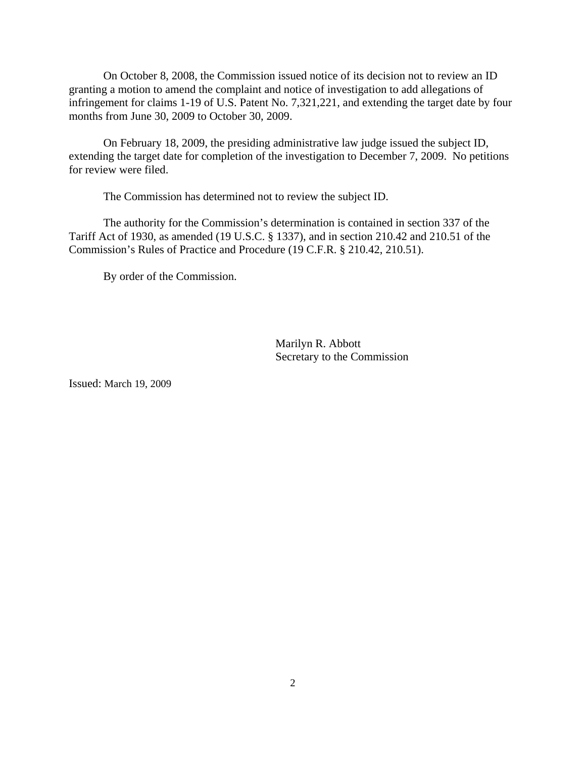On October 8, 2008, the Commission issued notice of its decision not to review an ID granting a motion to amend the complaint and notice of investigation to add allegations of infringement for claims 1-19 of U.S. Patent No. 7,321,221, and extending the target date by four months from June 30, 2009 to October 30, 2009.

On February 18, 2009, the presiding administrative law judge issued the subject ID, extending the target date for completion of the investigation to December 7, 2009. No petitions for review were filed.

The Commission has determined not to review the subject ID.

The authority for the Commission's determination is contained in section 337 of the Tariff Act of 1930, as amended (19 U.S.C. § 1337), and in section 210.42 and 210.51 of the Commission's Rules of Practice and Procedure (19 C.F.R. § 210.42, 210.51).

By order of the Commission.

Marilyn R. Abbott
Secretary to the Commission

Issued: March 19, 2009